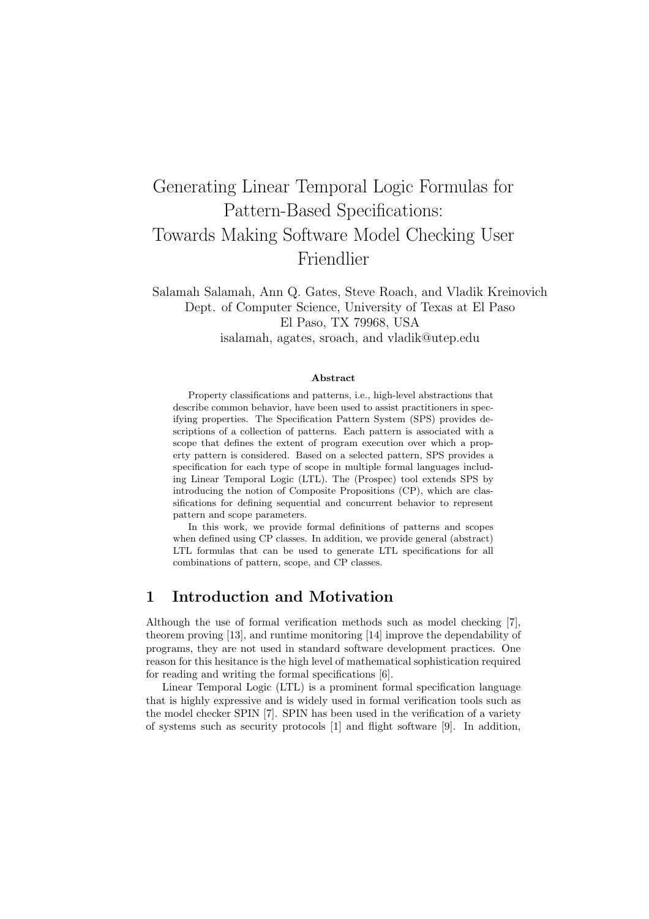# Generating Linear Temporal Logic Formulas for Pattern-Based Specifications: Towards Making Software Model Checking User Friendlier

Salamah Salamah, Ann Q. Gates, Steve Roach, and Vladik Kreinovich
Dept. of Computer Science, University of Texas at El Paso
El Paso, TX 79968, USA
isalamah, agates, sroach, and vladik@utep.edu

### Abstract

Property classifications and patterns, i.e., high-level abstractions that describe common behavior, have been used to assist practitioners in specifying properties. The Specification Pattern System (SPS) provides descriptions of a collection of patterns. Each pattern is associated with a scope that defines the extent of program execution over which a property pattern is considered. Based on a selected pattern, SPS provides a specification for each type of scope in multiple formal languages including Linear Temporal Logic (LTL). The (Prospec) tool extends SPS by introducing the notion of Composite Propositions (CP), which are classifications for defining sequential and concurrent behavior to represent pattern and scope parameters.

In this work, we provide formal definitions of patterns and scopes when defined using CP classes. In addition, we provide general (abstract) LTL formulas that can be used to generate LTL specifications for all combinations of pattern, scope, and CP classes.

## 1 Introduction and Motivation

Although the use of formal verification methods such as model checking [7], theorem proving [13], and runtime monitoring [14] improve the dependability of programs, they are not used in standard software development practices. One reason for this hesitance is the high level of mathematical sophistication required for reading and writing the formal specifications [6].

Linear Temporal Logic (LTL) is a prominent formal specification language that is highly expressive and is widely used in formal verification tools such as the model checker SPIN [7]. SPIN has been used in the verification of a variety of systems such as security protocols [1] and flight software [9]. In addition,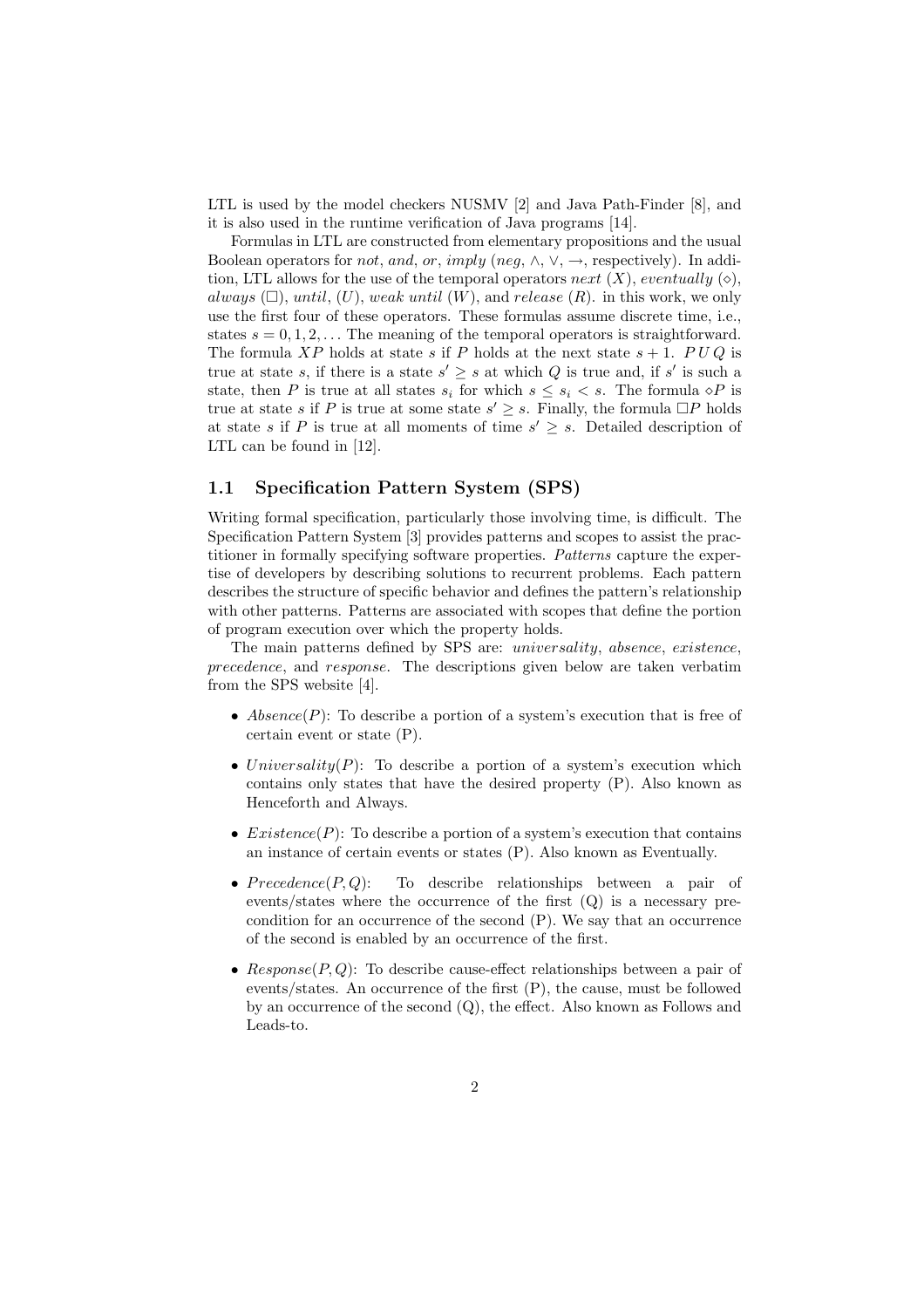LTL is used by the model checkers NUSMV [2] and Java Path-Finder [8], and it is also used in the runtime verification of Java programs [14].

Formulas in LTL are constructed from elementary propositions and the usual Boolean operators for *not*, *and*, *or*, *imply* (*neg*, $\wedge$, $\vee$, $\rightarrow$, respectively). In addition, LTL allows for the use of the temporal operators *next* ($X$), *eventually* ($\diamond$), *always* ($\Box$), *until*, ($U$), *weak until* ($W$), and *release* ($R$). in this work, we only use the first four of these operators. These formulas assume discrete time, i.e., states $s = 0, 1, 2, \ldots$ The meaning of the temporal operators is straightforward. The formula $XP$ holds at state $s$ if $P$ holds at the next state $s + 1$. $P\,U\,Q$ is true at state $s$, if there is a state $s' \geq s$ at which $Q$ is true and, if $s'$ is such a state, then $P$ is true at all states $s_i$ for which $s \leq s_i < s$. The formula $\diamond P$ is true at state $s$ if $P$ is true at some state $s' \geq s$. Finally, the formula $\Box P$ holds at state $s$ if $P$ is true at all moments of time $s' \geq s$. Detailed description of LTL can be found in [12].

## 1.1 Specification Pattern System (SPS)

Writing formal specification, particularly those involving time, is difficult. The Specification Pattern System [3] provides patterns and scopes to assist the practitioner in formally specifying software properties. *Patterns* capture the expertise of developers by describing solutions to recurrent problems. Each pattern describes the structure of specific behavior and defines the pattern's relationship with other patterns. Patterns are associated with scopes that define the portion of program execution over which the property holds.

The main patterns defined by SPS are: *universality*, *absence*, *existence*, *precedence*, and *response*. The descriptions given below are taken verbatim from the SPS website [4].

- $Absence(P)$: To describe a portion of a system's execution that is free of certain event or state (P).
- $Universality(P)$: To describe a portion of a system's execution which contains only states that have the desired property (P). Also known as Henceforth and Always.
- $Existence(P)$: To describe a portion of a system's execution that contains an instance of certain events or states (P). Also known as Eventually.
- $Precedence(P, Q)$: To describe relationships between a pair of events/states where the occurrence of the first (Q) is a necessary precondition for an occurrence of the second (P). We say that an occurrence of the second is enabled by an occurrence of the first.
- $Response(P, Q)$: To describe cause-effect relationships between a pair of events/states. An occurrence of the first (P), the cause, must be followed by an occurrence of the second (Q), the effect. Also known as Follows and Leads-to.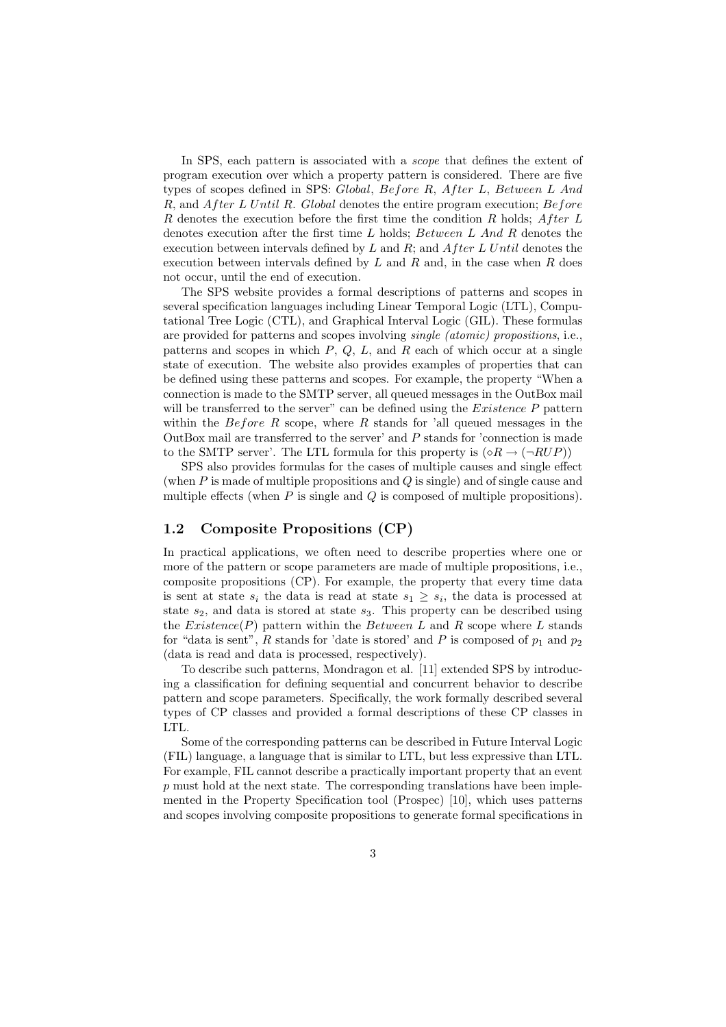In SPS, each pattern is associated with a *scope* that defines the extent of program execution over which a property pattern is considered. There are five types of scopes defined in SPS: *Global*, *Before R*, *After L*, *Between L And R*, and *After L Until R*. *Global* denotes the entire program execution; *Before R* denotes the execution before the first time the condition $R$ holds; *After L* denotes execution after the first time $L$ holds; *Between L And R* denotes the execution between intervals defined by $L$ and $R$; and *After L Until* denotes the execution between intervals defined by $L$ and $R$ and, in the case when $R$ does not occur, until the end of execution.

The SPS website provides a formal descriptions of patterns and scopes in several specification languages including Linear Temporal Logic (LTL), Computational Tree Logic (CTL), and Graphical Interval Logic (GIL). These formulas are provided for patterns and scopes involving *single (atomic) propositions*, i.e., patterns and scopes in which $P$, $Q$, $L$, and $R$ each of which occur at a single state of execution. The website also provides examples of properties that can be defined using these patterns and scopes. For example, the property "When a connection is made to the SMTP server, all queued messages in the OutBox mail will be transferred to the server" can be defined using the *Existence P* pattern within the *Before R* scope, where $R$ stands for 'all queued messages in the OutBox mail are transferred to the server' and $P$ stands for 'connection is made to the SMTP server'. The LTL formula for this property is $(\diamond R \rightarrow (\neg R U P))$

SPS also provides formulas for the cases of multiple causes and single effect (when $P$ is made of multiple propositions and $Q$ is single) and of single cause and multiple effects (when $P$ is single and $Q$ is composed of multiple propositions).

## 1.2 Composite Propositions (CP)

In practical applications, we often need to describe properties where one or more of the pattern or scope parameters are made of multiple propositions, i.e., composite propositions (CP). For example, the property that every time data is sent at state $s_i$ the data is read at state $s_1 \geq s_i$, the data is processed at state $s_2$, and data is stored at state $s_3$. This property can be described using the $Existence(P)$ pattern within the *Between L and R* scope where $L$ stands for "data is sent", $R$ stands for 'date is stored' and $P$ is composed of $p_1$ and $p_2$ (data is read and data is processed, respectively).

To describe such patterns, Mondragon et al. [11] extended SPS by introducing a classification for defining sequential and concurrent behavior to describe pattern and scope parameters. Specifically, the work formally described several types of CP classes and provided a formal descriptions of these CP classes in LTL.

Some of the corresponding patterns can be described in Future Interval Logic (FIL) language, a language that is similar to LTL, but less expressive than LTL. For example, FIL cannot describe a practically important property that an event $p$ must hold at the next state. The corresponding translations have been implemented in the Property Specification tool (Prospec) [10], which uses patterns and scopes involving composite propositions to generate formal specifications in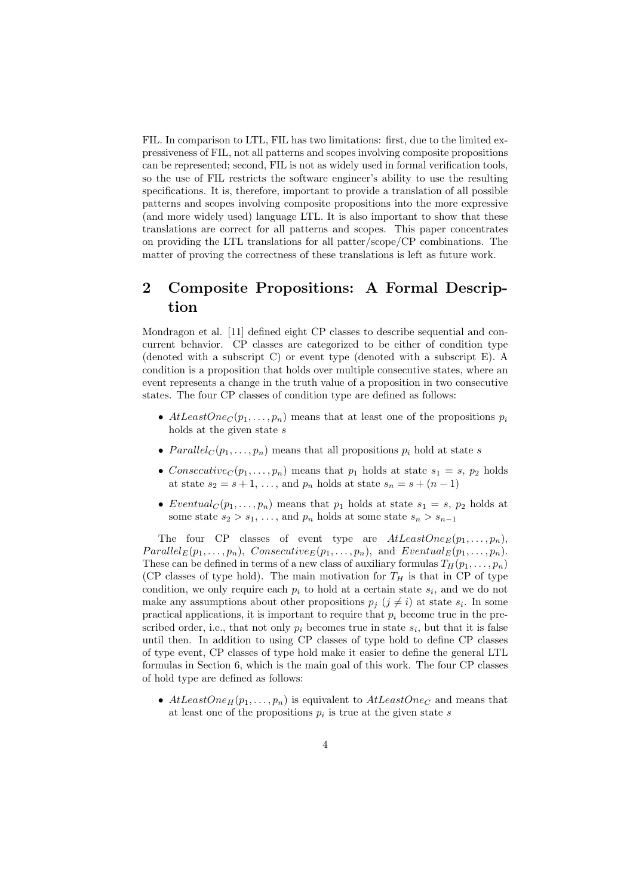FIL. In comparison to LTL, FIL has two limitations: first, due to the limited expressiveness of FIL, not all patterns and scopes involving composite propositions can be represented; second, FIL is not as widely used in formal verification tools, so the use of FIL restricts the software engineer's ability to use the resulting specifications. It is, therefore, important to provide a translation of all possible patterns and scopes involving composite propositions into the more expressive (and more widely used) language LTL. It is also important to show that these translations are correct for all patterns and scopes. This paper concentrates on providing the LTL translations for all patter/scope/CP combinations. The matter of proving the correctness of these translations is left as future work.

## 2 Composite Propositions: A Formal Description

Mondragon et al. [11] defined eight CP classes to describe sequential and concurrent behavior. CP classes are categorized to be either of condition type (denoted with a subscript C) or event type (denoted with a subscript E). A condition is a proposition that holds over multiple consecutive states, where an event represents a change in the truth value of a proposition in two consecutive states. The four CP classes of condition type are defined as follows:

- $AtLeastOne_C(p_1, \ldots, p_n)$ means that at least one of the propositions $p_i$ holds at the given state $s$
- $Parallel_C(p_1, \ldots, p_n)$ means that all propositions $p_i$ hold at state $s$
- $Consecutive_C(p_1, \ldots, p_n)$ means that $p_1$ holds at state $s_1 = s$, $p_2$ holds at state $s_2 = s + 1$, ..., and $p_n$ holds at state $s_n = s + (n - 1)$
- $Eventual_C(p_1, \ldots, p_n)$ means that $p_1$ holds at state $s_1 = s$, $p_2$ holds at some state $s_2 > s_1$, ..., and $p_n$ holds at some state $s_n > s_{n-1}$

The four CP classes of event type are $AtLeastOne_E(p_1, \ldots, p_n)$, $Parallel_E(p_1, \ldots, p_n)$, $Consecutive_E(p_1, \ldots, p_n)$, and $Eventual_E(p_1, \ldots, p_n)$. These can be defined in terms of a new class of auxiliary formulas $T_H(p_1, \ldots, p_n)$ (CP classes of type hold). The main motivation for $T_H$ is that in CP of type condition, we only require each $p_i$ to hold at a certain state $s_i$, and we do not make any assumptions about other propositions $p_j$ ($j \neq i$) at state $s_i$. In some practical applications, it is important to require that $p_i$ become true in the prescribed order, i.e., that not only $p_i$ becomes true in state $s_i$, but that it is false until then. In addition to using CP classes of type hold to define CP classes of type event, CP classes of type hold make it easier to define the general LTL formulas in Section 6, which is the main goal of this work. The four CP classes of hold type are defined as follows:

- $AtLeastOne_H(p_1, \ldots, p_n)$ is equivalent to $AtLeastOne_C$ and means that at least one of the propositions $p_i$ is true at the given state $s$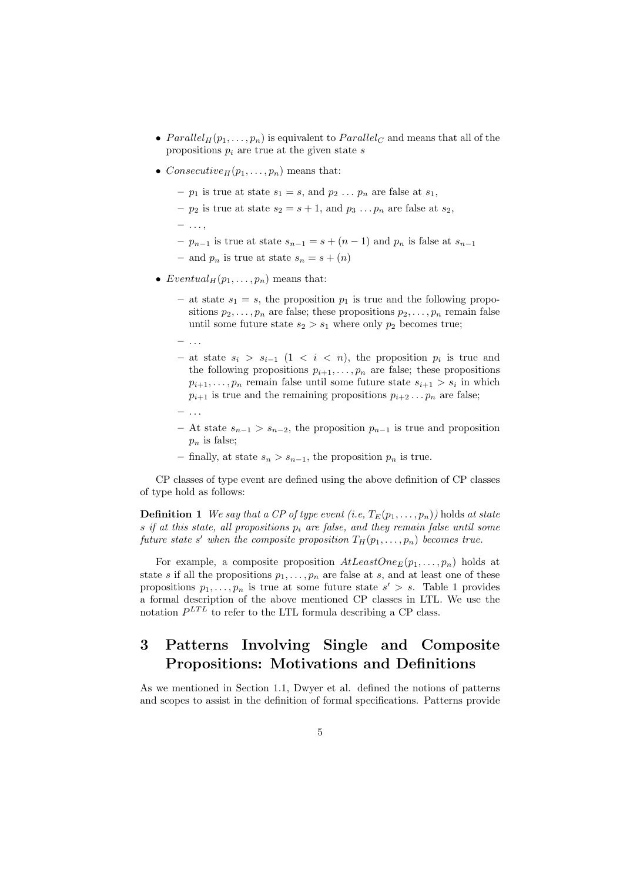- $Parallel_H(p_1, \ldots, p_n)$ is equivalent to $Parallel_C$ and means that all of the propositions $p_i$ are true at the given state $s$
- $Consecutive_H(p_1, \ldots, p_n)$ means that:
  - $p_1$ is true at state $s_1 = s$, and $p_2 \ldots p_n$ are false at $s_1$,
  - $p_2$ is true at state $s_2 = s + 1$, and $p_3 \ldots p_n$ are false at $s_2$,
  - $\ldots$,
  - $p_{n-1}$ is true at state $s_{n-1} = s + (n-1)$ and $p_n$ is false at $s_{n-1}$
  - and $p_n$ is true at state $s_n = s + (n)$
- $Eventual_H(p_1, \ldots, p_n)$ means that:
  - at state $s_1 = s$, the proposition $p_1$ is true and the following propositions $p_2, \ldots, p_n$ are false; these propositions $p_2, \ldots, p_n$ remain false until some future state $s_2 > s_1$ where only $p_2$ becomes true;
  - $\ldots$
  - at state $s_i > s_{i-1}$ $(1 < i < n)$, the proposition $p_i$ is true and the following propositions $p_{i+1}, \ldots, p_n$ are false; these propositions $p_{i+1}, \ldots, p_n$ remain false until some future state $s_{i+1} > s_i$ in which $p_{i+1}$ is true and the remaining propositions $p_{i+2} \ldots p_n$ are false;
  - $\ldots$
  - At state $s_{n-1} > s_{n-2}$, the proposition $p_{n-1}$ is true and proposition $p_n$ is false;
  - finally, at state $s_n > s_{n-1}$, the proposition $p_n$ is true.

CP classes of type event are defined using the above definition of CP classes of type hold as follows:

**Definition 1** *We say that a CP of type event (i.e, $T_E(p_1, \ldots, p_n)$)* holds *at state $s$ if at this state, all propositions $p_i$ are false, and they remain false until some future state $s'$ when the composite proposition $T_H(p_1, \ldots, p_n)$ becomes true.*

For example, a composite proposition $AtLeastOne_E(p_1, \ldots, p_n)$ holds at state $s$ if all the propositions $p_1, \ldots, p_n$ are false at $s$, and at least one of these propositions $p_1, \ldots, p_n$ is true at some future state $s' > s$. Table 1 provides a formal description of the above mentioned CP classes in LTL. We use the notation $P^{LTL}$ to refer to the LTL formula describing a CP class.

# 3 Patterns Involving Single and Composite Propositions: Motivations and Definitions

As we mentioned in Section 1.1, Dwyer et al. defined the notions of patterns and scopes to assist in the definition of formal specifications. Patterns provide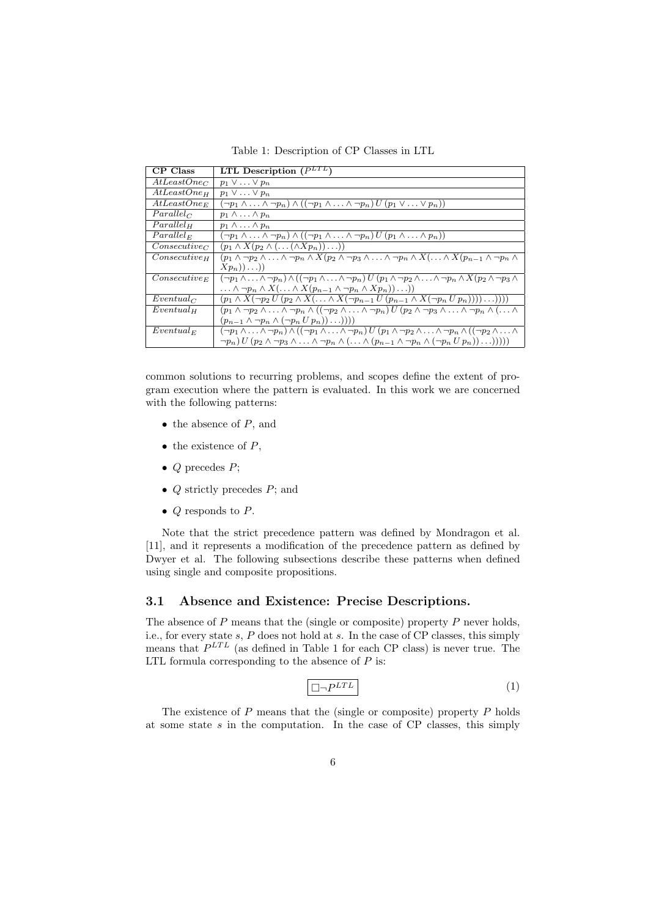Table 1: Description of CP Classes in LTL

| CP Class | LTL Description ($P^{LTL}$) |
|---|---|
| $AtLeastOne_C$ | $p_1 \vee \ldots \vee p_n$ |
| $AtLeastOne_H$ | $p_1 \vee \ldots \vee p_n$ |
| $AtLeastOne_E$ | $(\neg p_1 \wedge \ldots \wedge \neg p_n) \wedge ((\neg p_1 \wedge \ldots \wedge \neg p_n)\, U\, (p_1 \vee \ldots \vee p_n))$ |
| $Parallel_C$ | $p_1 \wedge \ldots \wedge p_n$ |
| $Parallel_H$ | $p_1 \wedge \ldots \wedge p_n$ |
| $Parallel_E$ | $(\neg p_1 \wedge \ldots \wedge \neg p_n) \wedge ((\neg p_1 \wedge \ldots \wedge \neg p_n)\, U\, (p_1 \wedge \ldots \wedge p_n))$ |
| $Consecutive_C$ | $(p_1 \wedge X(p_2 \wedge (\ldots (\wedge X p_n))\ldots))$ |
| $Consecutive_H$ | $(p_1 \wedge \neg p_2 \wedge \ldots \wedge \neg p_n \wedge X(p_2 \wedge \neg p_3 \wedge \ldots \wedge \neg p_n \wedge X(\ldots \wedge X(p_{n-1} \wedge \neg p_n \wedge X p_n))\ldots))$ |
| $Consecutive_E$ | $(\neg p_1 \wedge \ldots \wedge \neg p_n) \wedge ((\neg p_1 \wedge \ldots \wedge \neg p_n)\, U\, (p_1 \wedge \neg p_2 \wedge \ldots \wedge \neg p_n \wedge X(p_2 \wedge \neg p_3 \wedge \ldots \wedge \neg p_n \wedge X(\ldots \wedge X(p_{n-1} \wedge \neg p_n \wedge X p_n))\ldots))$ |
| $Eventual_C$ | $(p_1 \wedge X(\neg p_2\, U\, (p_2 \wedge X(\ldots \wedge X(\neg p_{n-1}\, U\, (p_{n-1} \wedge X(\neg p_n\, U\, p_n)))) \ldots))))$ |
| $Eventual_H$ | $(p_1 \wedge \neg p_2 \wedge \ldots \wedge \neg p_n \wedge ((\neg p_2 \wedge \ldots \wedge \neg p_n)\, U\, (p_2 \wedge \neg p_3 \wedge \ldots \wedge \neg p_n \wedge (\ldots \wedge (p_{n-1} \wedge \neg p_n \wedge (\neg p_n\, U\, p_n))\ldots))))$ |
| $Eventual_E$ | $(\neg p_1 \wedge \ldots \wedge \neg p_n) \wedge ((\neg p_1 \wedge \ldots \wedge \neg p_n)\, U\, (p_1 \wedge \neg p_2 \wedge \ldots \wedge \neg p_n \wedge ((\neg p_2 \wedge \ldots \wedge \neg p_n)\, U\, (p_2 \wedge \neg p_3 \wedge \ldots \wedge \neg p_n \wedge (\ldots \wedge (p_{n-1} \wedge \neg p_n \wedge (\neg p_n\, U\, p_n))\ldots)))))$ |

common solutions to recurring problems, and scopes define the extent of program execution where the pattern is evaluated. In this work we are concerned with the following patterns:

- the absence of $P$, and
- the existence of $P$,
- $Q$ precedes $P$;
- $Q$ strictly precedes $P$; and
- $Q$ responds to $P$.

Note that the strict precedence pattern was defined by Mondragon et al. [11], and it represents a modification of the precedence pattern as defined by Dwyer et al. The following subsections describe these patterns when defined using single and composite propositions.

## 3.1 Absence and Existence: Precise Descriptions.

The absence of $P$ means that the (single or composite) property $P$ never holds, i.e., for every state $s$, $P$ does not hold at $s$. In the case of CP classes, this simply means that $P^{LTL}$ (as defined in Table 1 for each CP class) is never true. The LTL formula corresponding to the absence of $P$ is:

$$\boxed{\Box \neg P^{LTL}} \tag{1}$$

The existence of $P$ means that the (single or composite) property $P$ holds at some state $s$ in the computation. In the case of CP classes, this simply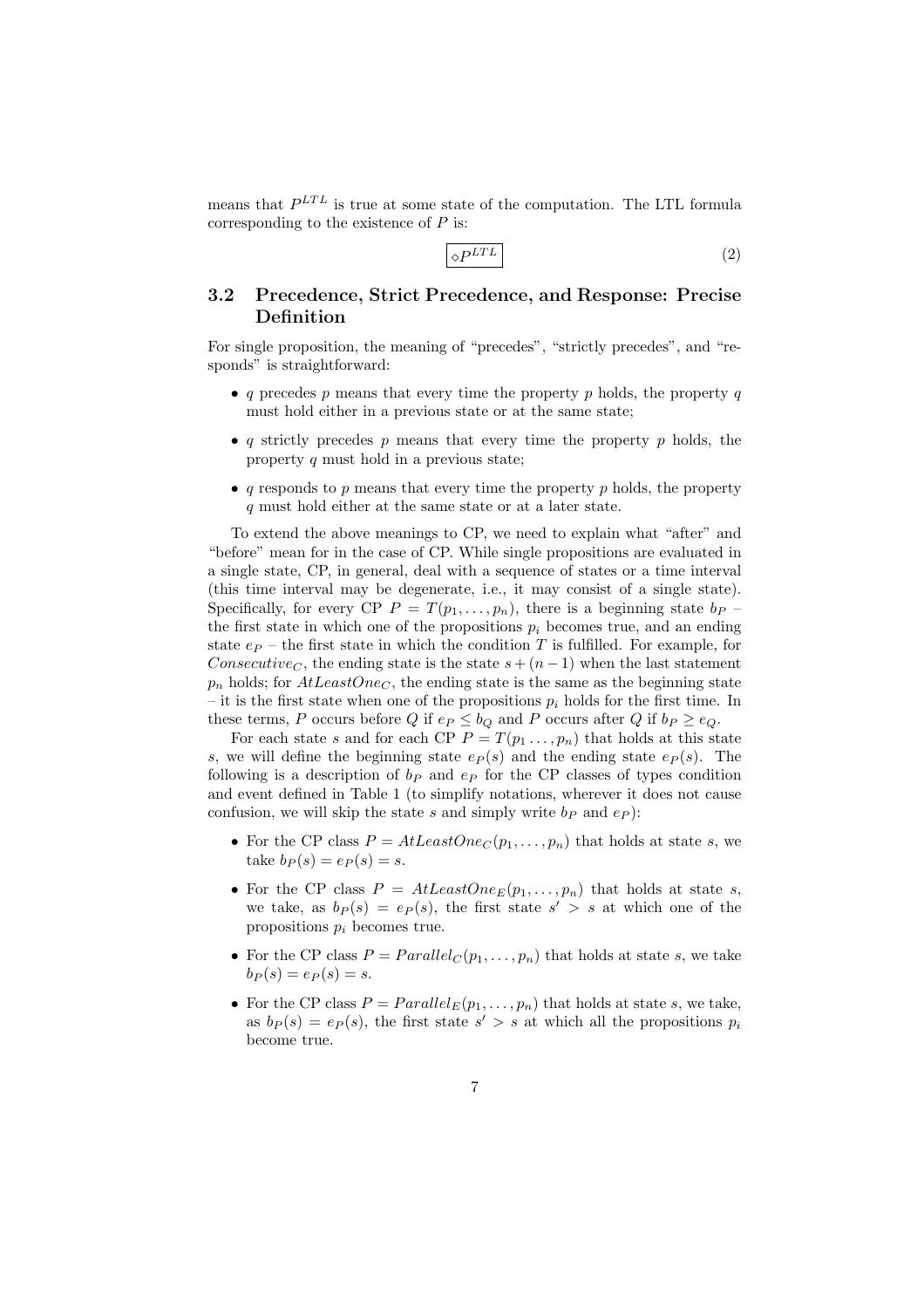means that $P^{LTL}$ is true at some state of the computation. The LTL formula corresponding to the existence of $P$ is:

$$\boxed{\diamond P^{LTL}} \tag{2}$$

## 3.2 Precedence, Strict Precedence, and Response: Precise Definition

For single proposition, the meaning of "precedes", "strictly precedes", and "responds" is straightforward:

- $q$ precedes $p$ means that every time the property $p$ holds, the property $q$ must hold either in a previous state or at the same state;
- $q$ strictly precedes $p$ means that every time the property $p$ holds, the property $q$ must hold in a previous state;
- $q$ responds to $p$ means that every time the property $p$ holds, the property $q$ must hold either at the same state or at a later state.

To extend the above meanings to CP, we need to explain what "after" and "before" mean for in the case of CP. While single propositions are evaluated in a single state, CP, in general, deal with a sequence of states or a time interval (this time interval may be degenerate, i.e., it may consist of a single state). Specifically, for every CP $P = T(p_1, \ldots, p_n)$, there is a beginning state $b_P$ – the first state in which one of the propositions $p_i$ becomes true, and an ending state $e_P$ – the first state in which the condition $T$ is fulfilled. For example, for $Consecutive_C$, the ending state is the state $s + (n-1)$ when the last statement $p_n$ holds; for $AtLeastOne_C$, the ending state is the same as the beginning state – it is the first state when one of the propositions $p_i$ holds for the first time. In these terms, $P$ occurs before $Q$ if $e_P \leq b_Q$ and $P$ occurs after $Q$ if $b_P \geq e_Q$.

For each state $s$ and for each CP $P = T(p_1 \ldots, p_n)$ that holds at this state $s$, we will define the beginning state $e_P(s)$ and the ending state $e_P(s)$. The following is a description of $b_P$ and $e_P$ for the CP classes of types condition and event defined in Table 1 (to simplify notations, wherever it does not cause confusion, we will skip the state $s$ and simply write $b_P$ and $e_P$):

- For the CP class $P = AtLeastOne_C(p_1, \ldots, p_n)$ that holds at state $s$, we take $b_P(s) = e_P(s) = s$.
- For the CP class $P = AtLeastOne_E(p_1, \ldots, p_n)$ that holds at state $s$, we take, as $b_P(s) = e_P(s)$, the first state $s' > s$ at which one of the propositions $p_i$ becomes true.
- For the CP class $P = Parallel_C(p_1, \ldots, p_n)$ that holds at state $s$, we take $b_P(s) = e_P(s) = s$.
- For the CP class $P = Parallel_E(p_1, \ldots, p_n)$ that holds at state $s$, we take, as $b_P(s) = e_P(s)$, the first state $s' > s$ at which all the propositions $p_i$ become true.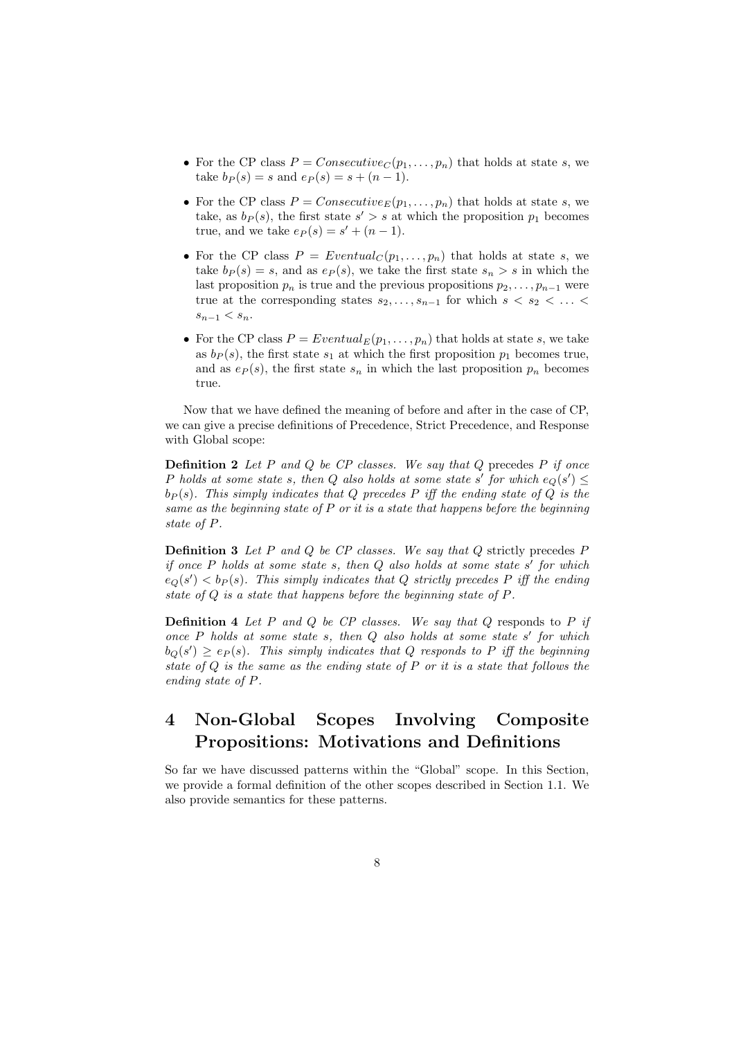- For the CP class $P = Consecutive_C(p_1, \ldots, p_n)$ that holds at state $s$, we take $b_P(s) = s$ and $e_P(s) = s + (n-1)$.
- For the CP class $P = Consecutive_E(p_1, \ldots, p_n)$ that holds at state $s$, we take, as $b_P(s)$, the first state $s' > s$ at which the proposition $p_1$ becomes true, and we take $e_P(s) = s' + (n-1)$.
- For the CP class $P = Eventual_C(p_1, \ldots, p_n)$ that holds at state $s$, we take $b_P(s) = s$, and as $e_P(s)$, we take the first state $s_n > s$ in which the last proposition $p_n$ is true and the previous propositions $p_2, \ldots, p_{n-1}$ were true at the corresponding states $s_2, \ldots, s_{n-1}$ for which $s < s_2 < \ldots < s_{n-1} < s_n$.
- For the CP class $P = Eventual_E(p_1, \ldots, p_n)$ that holds at state $s$, we take as $b_P(s)$, the first state $s_1$ at which the first proposition $p_1$ becomes true, and as $e_P(s)$, the first state $s_n$ in which the last proposition $p_n$ becomes true.

Now that we have defined the meaning of before and after in the case of CP, we can give a precise definitions of Precedence, Strict Precedence, and Response with Global scope:

**Definition 2** *Let $P$ and $Q$ be CP classes. We say that $Q$* precedes *$P$ if once $P$ holds at some state $s$, then $Q$ also holds at some state $s'$ for which $e_Q(s') \leq b_P(s)$. This simply indicates that $Q$ precedes $P$ iff the ending state of $Q$ is the same as the beginning state of $P$ or it is a state that happens before the beginning state of $P$.*

**Definition 3** *Let $P$ and $Q$ be CP classes. We say that $Q$* strictly precedes *$P$ if once $P$ holds at some state $s$, then $Q$ also holds at some state $s'$ for which $e_Q(s') < b_P(s)$. This simply indicates that $Q$ strictly precedes $P$ iff the ending state of $Q$ is a state that happens before the beginning state of $P$.*

**Definition 4** *Let $P$ and $Q$ be CP classes. We say that $Q$* responds to *$P$ if once $P$ holds at some state $s$, then $Q$ also holds at some state $s'$ for which $b_Q(s') \geq e_P(s)$. This simply indicates that $Q$ responds to $P$ iff the beginning state of $Q$ is the same as the ending state of $P$ or it is a state that follows the ending state of $P$.*

# 4 Non-Global Scopes Involving Composite Propositions: Motivations and Definitions

So far we have discussed patterns within the "Global" scope. In this Section, we provide a formal definition of the other scopes described in Section 1.1. We also provide semantics for these patterns.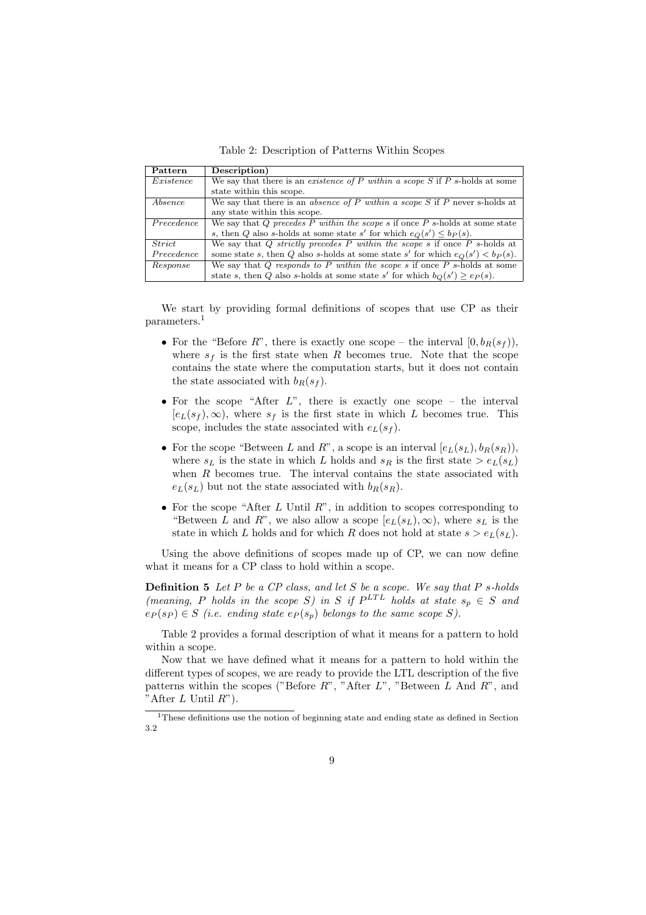Table 2: Description of Patterns Within Scopes

| Pattern | Description) |
|---|---|
| *Existence* | We say that there is an *existence of P within a scope S* if $P$ s-holds at some state within this scope. |
| *Absence* | We say that there is an *absence of P within a scope S* if $P$ never s-holds at any state within this scope. |
| *Precedence* | We say that *Q precedes P within the scope s* if once $P$ s-holds at some state $s$, then $Q$ also s-holds at some state $s'$ for which $e_Q(s') \leq b_P(s)$. |
| *Strict Precedence* | We say that *Q strictly precedes P within the scope s* if once $P$ s-holds at some state $s$, then $Q$ also s-holds at some state $s'$ for which $e_Q(s') < b_P(s)$. |
| *Response* | We say that *Q responds to P within the scope s* if once $P$ s-holds at some state $s$, then $Q$ also s-holds at some state $s'$ for which $b_Q(s') \geq e_P(s)$. |

We start by providing formal definitions of scopes that use CP as their parameters.[1]

- For the "Before $R$", there is exactly one scope – the interval $[0, b_R(s_f))$, where $s_f$ is the first state when $R$ becomes true. Note that the scope contains the state where the computation starts, but it does not contain the state associated with $b_R(s_f)$.
- For the scope "After $L$", there is exactly one scope – the interval $[e_L(s_f), \infty)$, where $s_f$ is the first state in which $L$ becomes true. This scope, includes the state associated with $e_L(s_f)$.
- For the scope "Between $L$ and $R$", a scope is an interval $[e_L(s_L), b_R(s_R))$, where $s_L$ is the state in which $L$ holds and $s_R$ is the first state $> e_L(s_L)$ when $R$ becomes true. The interval contains the state associated with $e_L(s_L)$ but not the state associated with $b_R(s_R)$.
- For the scope "After $L$ Until $R$", in addition to scopes corresponding to "Between $L$ and $R$", we also allow a scope $[e_L(s_L), \infty)$, where $s_L$ is the state in which $L$ holds and for which $R$ does not hold at state $s > e_L(s_L)$.

Using the above definitions of scopes made up of CP, we can now define what it means for a CP class to hold within a scope.

**Definition 5** *Let $P$ be a CP class, and let $S$ be a scope. We say that $P$ s-holds (meaning, $P$ holds in the scope $S$) in $S$ if $P^{LTL}$ holds at state $s_p \in S$ and $e_P(s_P) \in S$ (i.e. ending state $e_P(s_p)$ belongs to the same scope $S$).*

Table 2 provides a formal description of what it means for a pattern to hold within a scope.

Now that we have defined what it means for a pattern to hold within the different types of scopes, we are ready to provide the LTL description of the five patterns within the scopes ("Before $R$", "After $L$", "Between $L$ And $R$", and "After $L$ Until $R$").

[1] These definitions use the notion of beginning state and ending state as defined in Section 3.2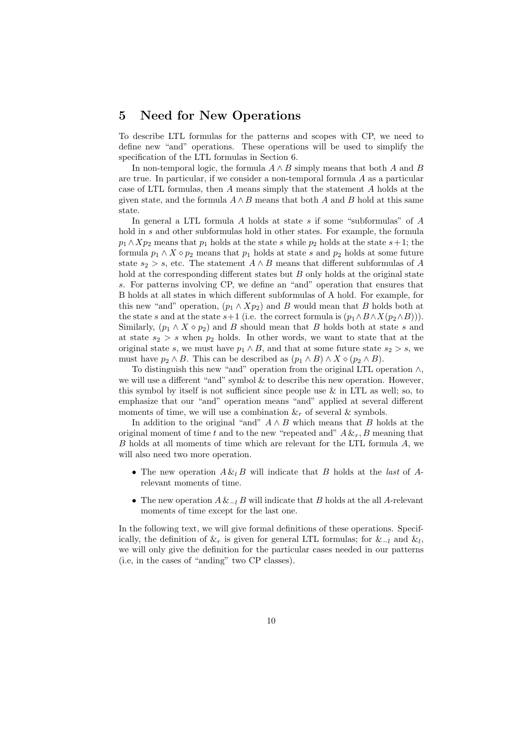## 5 Need for New Operations

To describe LTL formulas for the patterns and scopes with CP, we need to define new "and" operations. These operations will be used to simplify the specification of the LTL formulas in Section 6.

In non-temporal logic, the formula $A \wedge B$ simply means that both $A$ and $B$ are true. In particular, if we consider a non-temporal formula $A$ as a particular case of LTL formulas, then $A$ means simply that the statement $A$ holds at the given state, and the formula $A \wedge B$ means that both $A$ and $B$ hold at this same state.

In general a LTL formula $A$ holds at state $s$ if some "subformulas" of $A$ hold in $s$ and other subformulas hold in other states. For example, the formula $p_1 \wedge Xp_2$ means that $p_1$ holds at the state $s$ while $p_2$ holds at the state $s+1$; the formula $p_1 \wedge X \diamond p_2$ means that $p_1$ holds at state $s$ and $p_2$ holds at some future state $s_2 > s$, etc. The statement $A \wedge B$ means that different subformulas of $A$ hold at the corresponding different states but $B$ only holds at the original state $s$. For patterns involving CP, we define an "and" operation that ensures that B holds at all states in which different subformulas of A hold. For example, for this new "and" operation, $(p_1 \wedge Xp_2)$ and $B$ would mean that $B$ holds both at the state $s$ and at the state $s+1$ (i.e. the correct formula is $(p_1 \wedge B \wedge X(p_2 \wedge B))$). Similarly, $(p_1 \wedge X \diamond p_2)$ and $B$ should mean that $B$ holds both at state $s$ and at state $s_2 > s$ when $p_2$ holds. In other words, we want to state that at the original state $s$, we must have $p_1 \wedge B$, and that at some future state $s_2 > s$, we must have $p_2 \wedge B$. This can be described as $(p_1 \wedge B) \wedge X \diamond (p_2 \wedge B)$.

To distinguish this new "and" operation from the original LTL operation $\wedge$, we will use a different "and" symbol & to describe this new operation. However, this symbol by itself is not sufficient since people use & in LTL as well; so, to emphasize that our "and" operation means "and" applied at several different moments of time, we will use a combination $\&_r$ of several & symbols.

In addition to the original "and" $A \wedge B$ which means that $B$ holds at the original moment of time $t$ and to the new "repeated and" $A \,\&_r, B$ meaning that $B$ holds at all moments of time which are relevant for the LTL formula $A$, we will also need two more operation.

- The new operation $A \,\&_l\, B$ will indicate that $B$ holds at the *last* of $A$-relevant moments of time.
- The new operation $A \,\&_{-l}\, B$ will indicate that $B$ holds at the all $A$-relevant moments of time except for the last one.

In the following text, we will give formal definitions of these operations. Specifically, the definition of $\&_r$ is given for general LTL formulas; for $\&_{-l}$ and $\&_l$, we will only give the definition for the particular cases needed in our patterns (i.e, in the cases of "anding" two CP classes).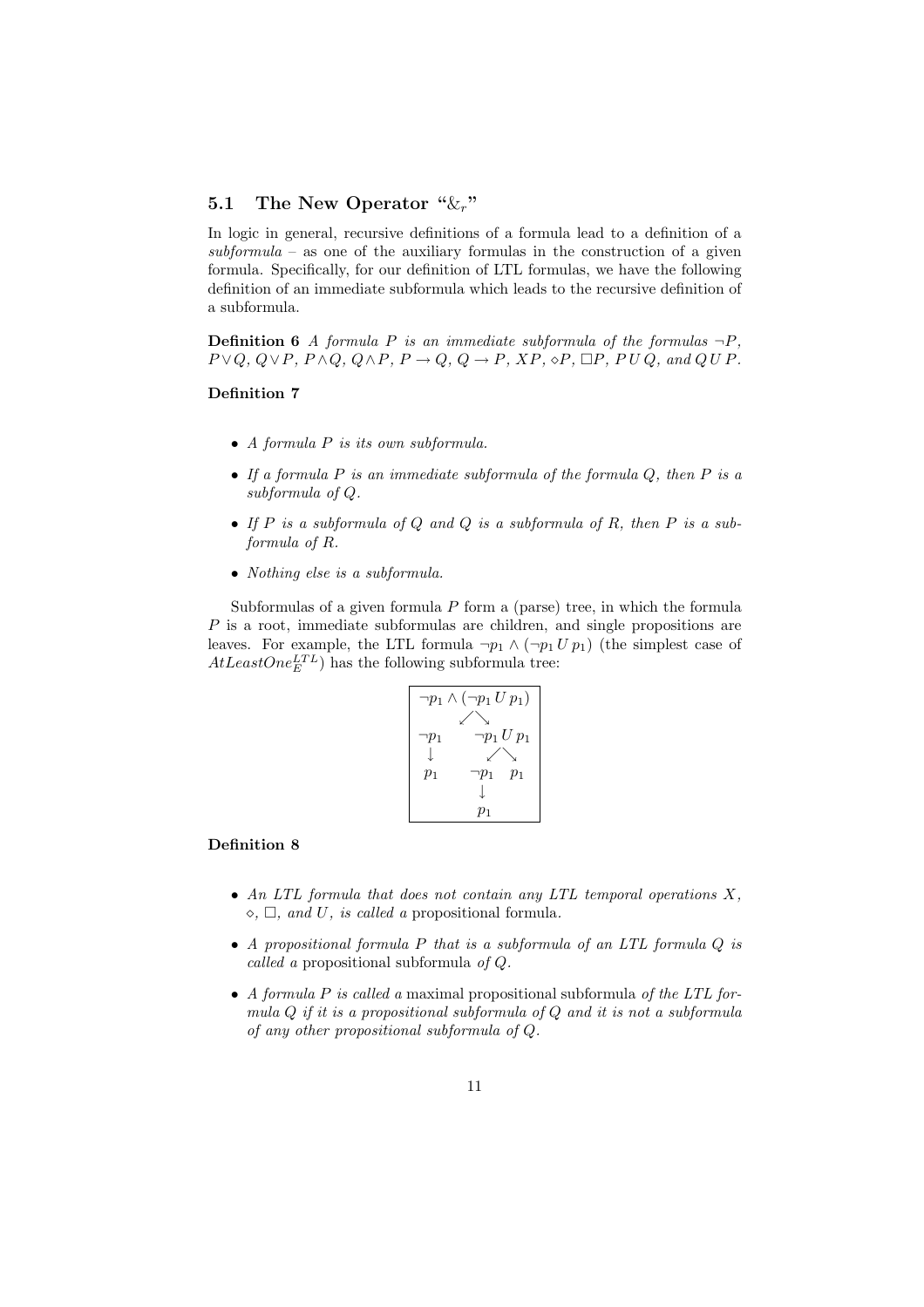### 5.1 The New Operator "$\&_r$"

In logic in general, recursive definitions of a formula lead to a definition of a *subformula* – as one of the auxiliary formulas in the construction of a given formula. Specifically, for our definition of LTL formulas, we have the following definition of an immediate subformula which leads to the recursive definition of a subformula.

**Definition 6** *A formula $P$ is an immediate subformula of the formulas $\neg P$, $P \vee Q$, $Q \vee P$, $P \wedge Q$, $Q \wedge P$, $P \rightarrow Q$, $Q \rightarrow P$, $XP$, $\diamond P$, $\Box P$, $P\, U\, Q$, and $Q\, U\, P$.*

**Definition 7**

- *A formula $P$ is its own subformula.*
- *If a formula $P$ is an immediate subformula of the formula $Q$, then $P$ is a subformula of $Q$.*
- *If $P$ is a subformula of $Q$ and $Q$ is a subformula of $R$, then $P$ is a subformula of $R$.*
- *Nothing else is a subformula.*

Subformulas of a given formula $P$ form a (parse) tree, in which the formula $P$ is a root, immediate subformulas are children, and single propositions are leaves. For example, the LTL formula $\neg p_1 \wedge (\neg p_1\, U\, p_1)$ (the simplest case of $AtLeastOne_E^{LTL}$) has the following subformula tree:

```
¬p1 ∧ (¬p1 U p1)
      ↙   ↘
¬p1         ¬p1 U p1
 ↓           ↙   ↘
p1         ¬p1    p1
            ↓
            p1
```

**Definition 8**

- *An LTL formula that does not contain any LTL temporal operations $X$, $\diamond$, $\Box$, and $U$, is called a* propositional formula.
- *A propositional formula $P$ that is a subformula of an LTL formula $Q$ is called a* propositional subformula *of $Q$.*
- *A formula $P$ is called a* maximal *propositional subformula of the LTL formula $Q$ if it is a propositional subformula of $Q$ and it is not a subformula of any other propositional subformula of $Q$.*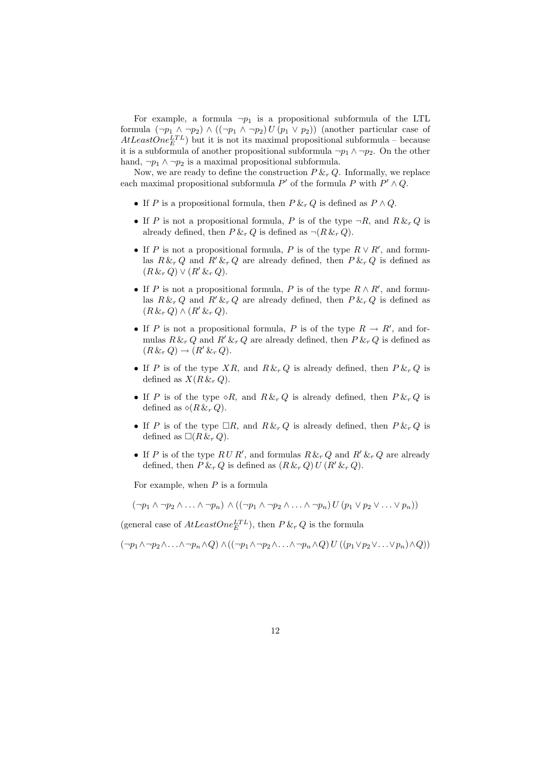For example, a formula $\neg p_1$ is a propositional subformula of the LTL formula $(\neg p_1 \wedge \neg p_2) \wedge ((\neg p_1 \wedge \neg p_2)\, U\, (p_1 \vee p_2))$ (another particular case of $AtLeastOne_E^{LTL}$) but it is not its maximal propositional subformula – because it is a subformula of another propositional subformula $\neg p_1 \wedge \neg p_2$. On the other hand, $\neg p_1 \wedge \neg p_2$ is a maximal propositional subformula.

Now, we are ready to define the construction $P \,\&_r\, Q$. Informally, we replace each maximal propositional subformula $P'$ of the formula $P$ with $P' \wedge Q$.

- If $P$ is a propositional formula, then $P \,\&_r\, Q$ is defined as $P \wedge Q$.
- If $P$ is not a propositional formula, $P$ is of the type $\neg R$, and $R \,\&_r\, Q$ is already defined, then $P \,\&_r\, Q$ is defined as $\neg(R \,\&_r\, Q)$.
- If $P$ is not a propositional formula, $P$ is of the type $R \vee R'$, and formulas $R \,\&_r\, Q$ and $R' \,\&_r\, Q$ are already defined, then $P \,\&_r\, Q$ is defined as $(R \,\&_r\, Q) \vee (R' \,\&_r\, Q)$.
- If $P$ is not a propositional formula, $P$ is of the type $R \wedge R'$, and formulas $R \,\&_r\, Q$ and $R' \,\&_r\, Q$ are already defined, then $P \,\&_r\, Q$ is defined as $(R \,\&_r\, Q) \wedge (R' \,\&_r\, Q)$.
- If $P$ is not a propositional formula, $P$ is of the type $R \rightarrow R'$, and formulas $R \,\&_r\, Q$ and $R' \,\&_r\, Q$ are already defined, then $P \,\&_r\, Q$ is defined as $(R \,\&_r\, Q) \rightarrow (R' \,\&_r\, Q)$.
- If $P$ is of the type $XR$, and $R \,\&_r\, Q$ is already defined, then $P \,\&_r\, Q$ is defined as $X(R \,\&_r\, Q)$.
- If $P$ is of the type $\diamond R$, and $R \,\&_r\, Q$ is already defined, then $P \,\&_r\, Q$ is defined as $\diamond(R \,\&_r\, Q)$.
- If $P$ is of the type $\Box R$, and $R \,\&_r\, Q$ is already defined, then $P \,\&_r\, Q$ is defined as $\Box(R \,\&_r\, Q)$.
- If $P$ is of the type $R\, U\, R'$, and formulas $R \,\&_r\, Q$ and $R' \,\&_r\, Q$ are already defined, then $P \,\&_r\, Q$ is defined as $(R \,\&_r\, Q)\, U\, (R' \,\&_r\, Q)$.

For example, when $P$ is a formula

$$(\neg p_1 \wedge \neg p_2 \wedge \ldots \wedge \neg p_n) \wedge ((\neg p_1 \wedge \neg p_2 \wedge \ldots \wedge \neg p_n)\, U\, (p_1 \vee p_2 \vee \ldots \vee p_n))$$

(general case of $AtLeastOne_E^{LTL}$), then $P \,\&_r\, Q$ is the formula

$$(\neg p_1 \wedge \neg p_2 \wedge \ldots \wedge \neg p_n \wedge Q) \wedge ((\neg p_1 \wedge \neg p_2 \wedge \ldots \wedge \neg p_n \wedge Q)\, U\, ((p_1 \vee p_2 \vee \ldots \vee p_n) \wedge Q))$$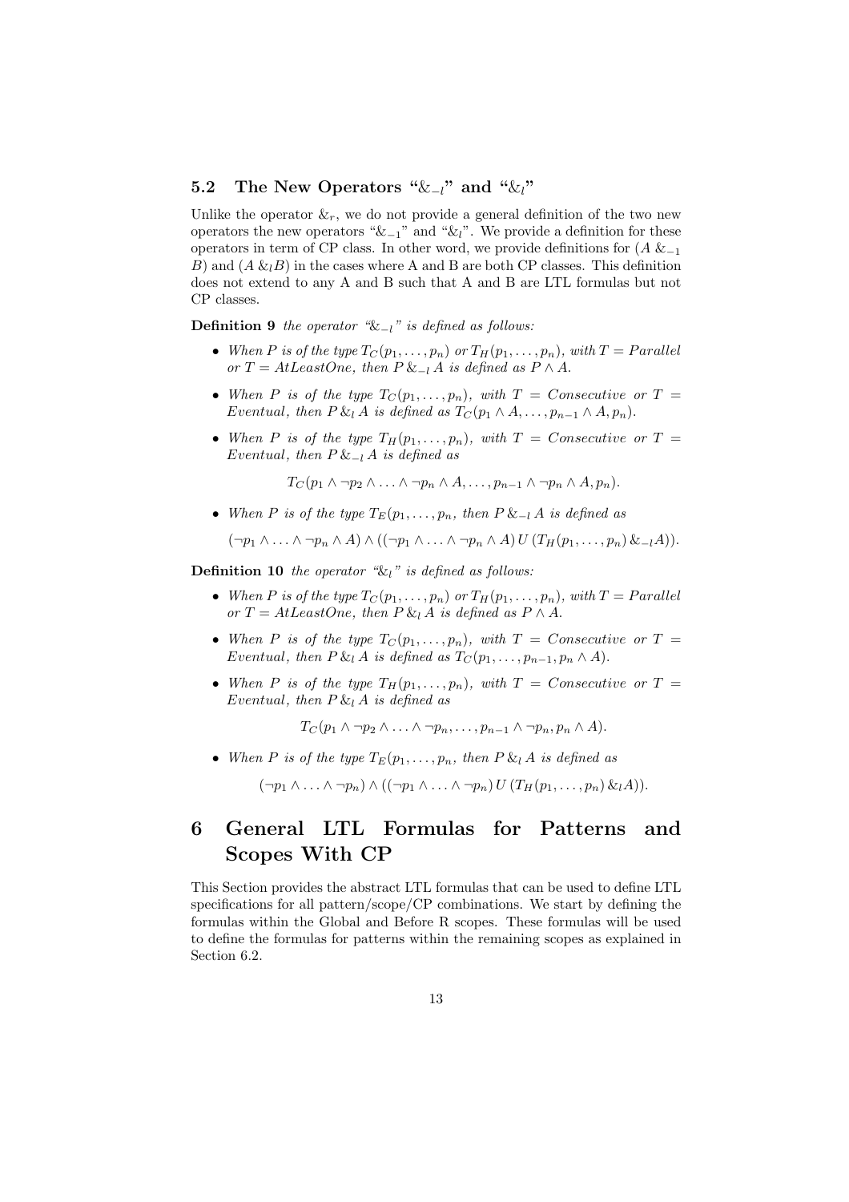## 5.2 The New Operators "$\&_{-l}$" and "$\&_l$"

Unlike the operator $\&_r$, we do not provide a general definition of the two new operators the new operators "$\&_{-1}$" and "$\&_l$". We provide a definition for these operators in term of CP class. In other word, we provide definitions for ($A \&_{-1} B$) and ($A \&_l B$) in the cases where A and B are both CP classes. This definition does not extend to any A and B such that A and B are LTL formulas but not CP classes.

**Definition 9** *the operator "$\&_{-l}$" is defined as follows:*

- *When $P$ is of the type $T_C(p_1, \ldots, p_n)$ or $T_H(p_1, \ldots, p_n)$, with $T = Parallel$ or $T = AtLeastOne$, then $P \&_{-l} A$ is defined as $P \wedge A$.*
- *When $P$ is of the type $T_C(p_1, \ldots, p_n)$, with $T = Consecutive$ or $T = Eventual$, then $P \&_l A$ is defined as $T_C(p_1 \wedge A, \ldots, p_{n-1} \wedge A, p_n)$.*
- *When $P$ is of the type $T_H(p_1, \ldots, p_n)$, with $T = Consecutive$ or $T = Eventual$, then $P \&_{-l} A$ is defined as*

$$T_C(p_1 \wedge \neg p_2 \wedge \ldots \wedge \neg p_n \wedge A, \ldots, p_{n-1} \wedge \neg p_n \wedge A, p_n).$$

- *When $P$ is of the type $T_E(p_1, \ldots, p_n$, then $P \&_{-l} A$ is defined as*

$$(\neg p_1 \wedge \ldots \wedge \neg p_n \wedge A) \wedge ((\neg p_1 \wedge \ldots \wedge \neg p_n \wedge A) \, U \, (T_H(p_1, \ldots, p_n) \&_{-l} A)).$$

**Definition 10** *the operator "$\&_l$" is defined as follows:*

- *When $P$ is of the type $T_C(p_1, \ldots, p_n)$ or $T_H(p_1, \ldots, p_n)$, with $T = Parallel$ or $T = AtLeastOne$, then $P \&_l A$ is defined as $P \wedge A$.*
- *When $P$ is of the type $T_C(p_1, \ldots, p_n)$, with $T = Consecutive$ or $T = Eventual$, then $P \&_l A$ is defined as $T_C(p_1, \ldots, p_{n-1}, p_n \wedge A)$.*
- *When $P$ is of the type $T_H(p_1, \ldots, p_n)$, with $T = Consecutive$ or $T = Eventual$, then $P \&_l A$ is defined as*

$$T_C(p_1 \wedge \neg p_2 \wedge \ldots \wedge \neg p_n, \ldots, p_{n-1} \wedge \neg p_n, p_n \wedge A).$$

- *When $P$ is of the type $T_E(p_1, \ldots, p_n$, then $P \&_l A$ is defined as*

$$(\neg p_1 \wedge \ldots \wedge \neg p_n) \wedge ((\neg p_1 \wedge \ldots \wedge \neg p_n) \, U \, (T_H(p_1, \ldots, p_n) \&_l A)).$$

# 6 General LTL Formulas for Patterns and Scopes With CP

This Section provides the abstract LTL formulas that can be used to define LTL specifications for all pattern/scope/CP combinations. We start by defining the formulas within the Global and Before R scopes. These formulas will be used to define the formulas for patterns within the remaining scopes as explained in Section 6.2.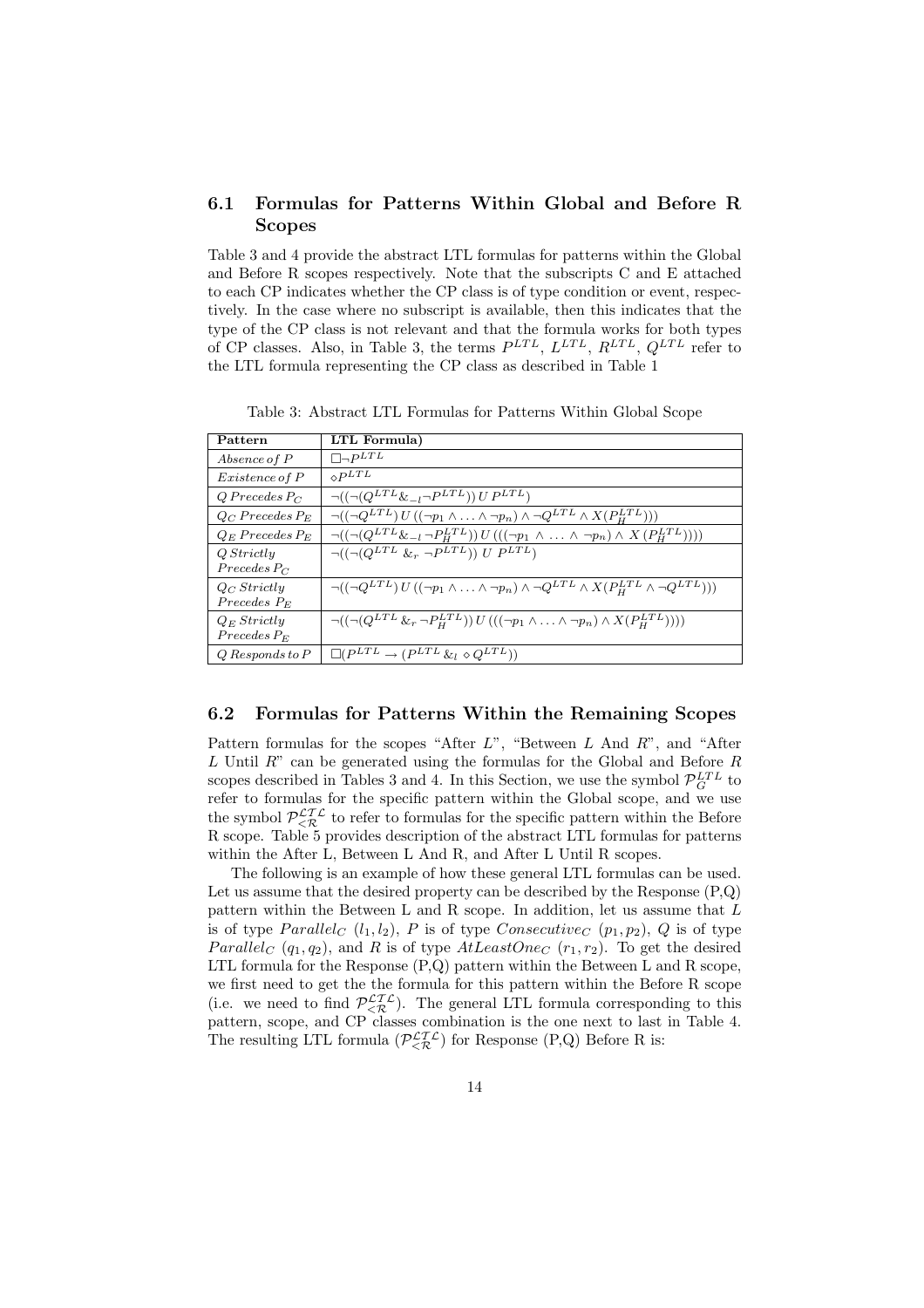### 6.1 Formulas for Patterns Within Global and Before R Scopes

Table 3 and 4 provide the abstract LTL formulas for patterns within the Global and Before R scopes respectively. Note that the subscripts C and E attached to each CP indicates whether the CP class is of type condition or event, respectively. In the case where no subscript is available, then this indicates that the type of the CP class is not relevant and that the formula works for both types of CP classes. Also, in Table 3, the terms $P^{LTL}$, $L^{LTL}$, $R^{LTL}$, $Q^{LTL}$ refer to the LTL formula representing the CP class as described in Table 1

Table 3: Abstract LTL Formulas for Patterns Within Global Scope

| Pattern | LTL Formula) |
|---|---|
| $Absence\, of\, P$ | $\Box\neg P^{LTL}$ |
| $Existence\, of\, P$ | $\diamond P^{LTL}$ |
| $Q\, Precedes\, P_C$ | $\neg((\neg(Q^{LTL} \&_{-l} \neg P^{LTL}))\, U\, P^{LTL})$ |
| $Q_C\, Precedes\, P_E$ | $\neg((\neg Q^{LTL})\, U\, ((\neg p_1 \wedge \ldots \wedge \neg p_n) \wedge \neg Q^{LTL} \wedge X(P_H^{LTL})))$ |
| $Q_E\, Precedes\, P_E$ | $\neg((\neg(Q^{LTL} \&_{-l} \neg P_H^{LTL}))\, U\, (((\neg p_1 \wedge \ldots \wedge \neg p_n) \wedge X\,(P_H^{LTL}))))$ |
| $Q\, Strictly$ $Precedes\, P_C$ | $\neg((\neg(Q^{LTL}\, \&_r\, \neg P^{LTL}))\, U\, P^{LTL})$ |
| $Q_C\, Strictly$ $Precedes\, P_E$ | $\neg((\neg Q^{LTL})\, U\, ((\neg p_1 \wedge \ldots \wedge \neg p_n) \wedge \neg Q^{LTL} \wedge X(P_H^{LTL} \wedge \neg Q^{LTL})))$ |
| $Q_E\, Strictly$ $Precedes\, P_E$ | $\neg((\neg(Q^{LTL}\, \&_r\, \neg P_H^{LTL}))\, U\, (((\neg p_1 \wedge \ldots \wedge \neg p_n) \wedge X(P_H^{LTL}))))$ |
| $Q\, Responds\, to\, P$ | $\Box(P^{LTL} \rightarrow (P^{LTL}\, \&_l\, \diamond Q^{LTL}))$ |

### 6.2 Formulas For Patterns Within the Remaining Scopes

Pattern formulas for the scopes "After $L$", "Between $L$ And $R$", and "After $L$ Until $R$" can be generated using the formulas for the Global and Before $R$ scopes described in Tables 3 and 4. In this Section, we use the symbol $\mathcal{P}_G^{LTL}$ to refer to formulas for the specific pattern within the Global scope, and we use the symbol $\mathcal{P}_{<\mathcal{R}}^{\mathcal{LTL}}$ to refer to formulas for the specific pattern within the Before R scope. Table 5 provides description of the abstract LTL formulas for patterns within the After L, Between L And R, and After L Until R scopes.

The following is an example of how these general LTL formulas can be used. Let us assume that the desired property can be described by the Response (P,Q) pattern within the Between L and R scope. In addition, let us assume that $L$ is of type $Parallel_C$ $(l_1, l_2)$, $P$ is of type $Consecutive_C$ $(p_1, p_2)$, $Q$ is of type $Parallel_C$ $(q_1, q_2)$, and $R$ is of type $AtLeastOne_C$ $(r_1, r_2)$. To get the desired LTL formula for the Response (P,Q) pattern within the Between L and R scope, we first need to get the the formula for this pattern within the Before R scope (i.e. we need to find $\mathcal{P}_{<\mathcal{R}}^{\mathcal{LTL}}$). The general LTL formula corresponding to this pattern, scope, and CP classes combination is the one next to last in Table 4. The resulting LTL formula ($\mathcal{P}_{<\mathcal{R}}^{\mathcal{LTL}}$) for Response (P,Q) Before R is: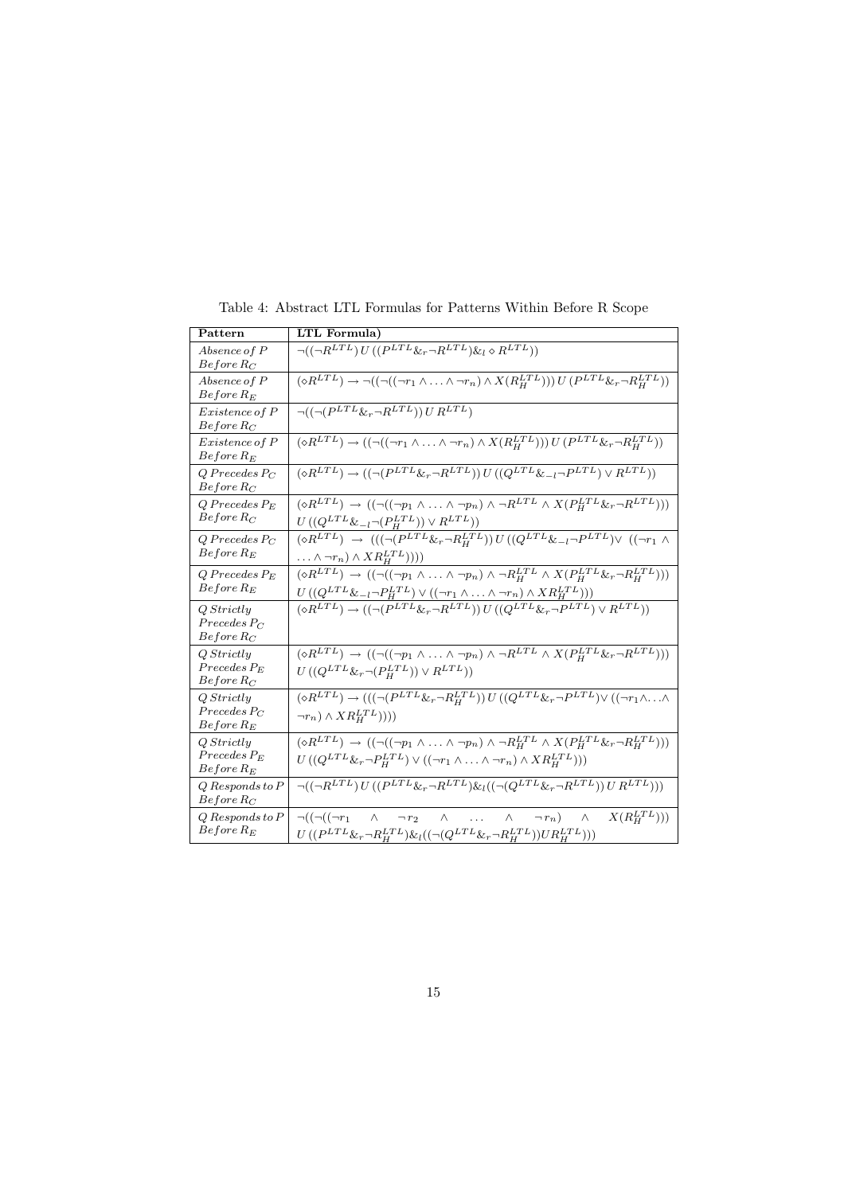Table 4: Abstract LTL Formulas for Patterns Within Before R Scope

| Pattern | LTL Formula) |
|---|---|
| $Absence\, of\, P$ $Before\, R_C$ | $\neg((\neg R^{LTL})\, U\, ((P^{LTL} \&_r \neg R^{LTL}) \&_l \diamond R^{LTL}))$ |
| $Absence\, of\, P$ $Before\, R_E$ | $(\diamond R^{LTL}) \rightarrow \neg((\neg((\neg r_1 \wedge \ldots \wedge \neg r_n) \wedge X(R_H^{LTL})))\, U\, (P^{LTL} \&_r \neg R_H^{LTL}))$ |
| $Existence\, of\, P$ $Before\, R_C$ | $\neg((\neg(P^{LTL} \&_r \neg R^{LTL}))\, U\, R^{LTL})$ |
| $Existence\, of\, P$ $Before\, R_E$ | $(\diamond R^{LTL}) \rightarrow ((\neg((\neg r_1 \wedge \ldots \wedge \neg r_n) \wedge X(R_H^{LTL})))\, U\, (P^{LTL} \&_r \neg R_H^{LTL}))$ |
| $Q\, Precedes\, P_C$ $Before\, R_C$ | $(\diamond R^{LTL}) \rightarrow ((\neg(P^{LTL} \&_r \neg R^{LTL}))\, U\, ((Q^{LTL} \&_{-l} \neg P^{LTL}) \vee R^{LTL}))$ |
| $Q\, Precedes\, P_E$ $Before\, R_C$ | $(\diamond R^{LTL}) \rightarrow ((\neg((\neg p_1 \wedge \ldots \wedge \neg p_n) \wedge \neg R^{LTL} \wedge X(P_H^{LTL} \&_r \neg R^{LTL})))$ $U\, ((Q^{LTL} \&_{-l} \neg(P_H^{LTL})) \vee R^{LTL}))$ |
| $Q\, Precedes\, P_C$ $Before\, R_E$ | $(\diamond R^{LTL}) \rightarrow (((\neg(P^{LTL} \&_r \neg R_H^{LTL}))\, U\, ((Q^{LTL} \&_{-l} \neg P^{LTL}) \vee\ ((\neg r_1 \wedge \ldots \wedge \neg r_n) \wedge X R_H^{LTL}))))$ |
| $Q\, Precedes\, P_E$ $Before\, R_E$ | $(\diamond R^{LTL}) \rightarrow ((\neg((\neg p_1 \wedge \ldots \wedge \neg p_n) \wedge \neg R_H^{LTL} \wedge X(P_H^{LTL} \&_r \neg R_H^{LTL})))$ $U\, ((Q^{LTL} \&_{-l} \neg P_H^{LTL}) \vee ((\neg r_1 \wedge \ldots \wedge \neg r_n) \wedge X R_H^{LTL})))$ |
| $Q\, Strictly$ $Precedes\, P_C$ $Before\, R_C$ | $(\diamond R^{LTL}) \rightarrow ((\neg(P^{LTL} \&_r \neg R^{LTL}))\, U\, ((Q^{LTL} \&_r \neg P^{LTL}) \vee R^{LTL}))$ |
| $Q\, Strictly$ $Precedes\, P_E$ $Before\, R_C$ | $(\diamond R^{LTL}) \rightarrow ((\neg((\neg p_1 \wedge \ldots \wedge \neg p_n) \wedge \neg R^{LTL} \wedge X(P_H^{LTL} \&_r \neg R^{LTL})))$ $U\, ((Q^{LTL} \&_r \neg(P_H^{LTL})) \vee R^{LTL}))$ |
| $Q\, Strictly$ $Precedes\, P_C$ $Before\, R_E$ | $(\diamond R^{LTL}) \rightarrow (((\neg(P^{LTL} \&_r \neg R_H^{LTL}))\, U\, ((Q^{LTL} \&_r \neg P^{LTL}) \vee ((\neg r_1 \wedge \ldots \wedge$ $\neg r_n) \wedge X R_H^{LTL}))))$ |
| $Q\, Strictly$ $Precedes\, P_E$ $Before\, R_E$ | $(\diamond R^{LTL}) \rightarrow ((\neg((\neg p_1 \wedge \ldots \wedge \neg p_n) \wedge \neg R_H^{LTL} \wedge X(P_H^{LTL} \&_r \neg R_H^{LTL})))$ $U\, ((Q^{LTL} \&_r \neg P_H^{LTL}) \vee ((\neg r_1 \wedge \ldots \wedge \neg r_n) \wedge X R_H^{LTL})))$ |
| $Q\, Responds\, to\, P$ $Before\, R_C$ | $\neg((\neg R^{LTL})\, U\, ((P^{LTL} \&_r \neg R^{LTL}) \&_l ((\neg(Q^{LTL} \&_r \neg R^{LTL}))\, U\, R^{LTL})))$ |
| $Q\, Responds\, to\, P$ $Before\, R_E$ | $\neg((\neg((\neg r_1 \wedge \neg r_2 \wedge \ldots \wedge \neg r_n) \wedge X(R_H^{LTL})))$ $U\, ((P^{LTL} \&_r \neg R_H^{LTL}) \&_l ((\neg(Q^{LTL} \&_r \neg R_H^{LTL})) U R_H^{LTL})))$ |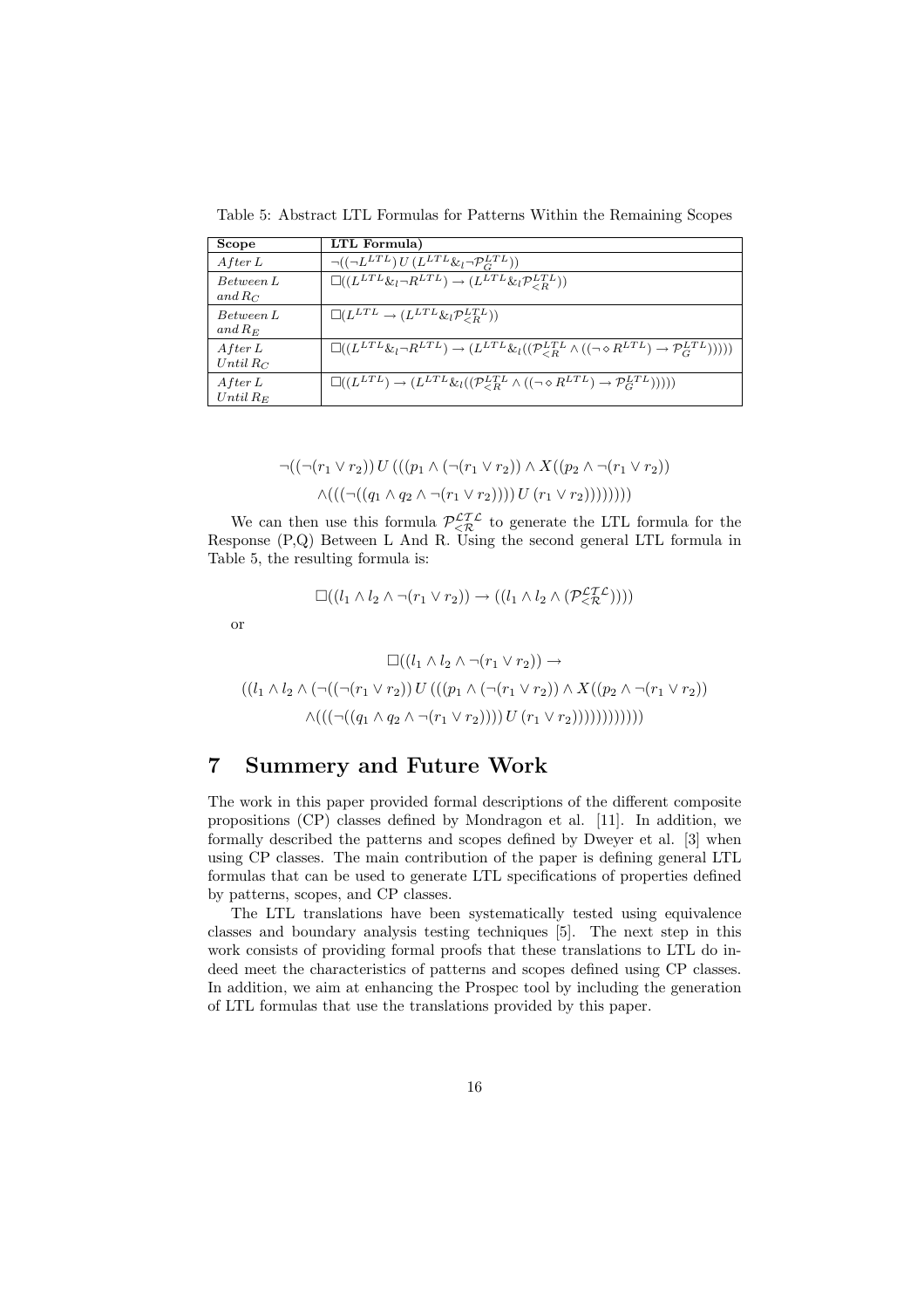Table 5: Abstract LTL Formulas for Patterns Within the Remaining Scopes

| Scope | LTL Formula) |
|---|---|
| $After\, L$ | $\neg((\neg L^{LTL})\, U\, (L^{LTL} \&_l \neg \mathcal{P}_G^{LTL}))$ |
| $Between\, L$ $and\, R_C$ | $\Box((L^{LTL} \&_l \neg R^{LTL}) \rightarrow (L^{LTL} \&_l \mathcal{P}_{<R}^{LTL}))$ |
| $Between\, L$ $and\, R_E$ | $\Box(L^{LTL} \rightarrow (L^{LTL} \&_l \mathcal{P}_{<R}^{LTL}))$ |
| $After\, L$ $Until\, R_C$ | $\Box((L^{LTL} \&_l \neg R^{LTL}) \rightarrow (L^{LTL} \&_l ((\mathcal{P}_{<R}^{LTL} \wedge ((\neg \diamond R^{LTL}) \rightarrow \mathcal{P}_G^{LTL})))))$ |
| $After\, L$ $Until\, R_E$ | $\Box((L^{LTL}) \rightarrow (L^{LTL} \&_l ((\mathcal{P}_{<R}^{LTL} \wedge ((\neg \diamond R^{LTL}) \rightarrow \mathcal{P}_G^{LTL})))))$ |

$$\neg((\neg(r_1 \vee r_2))\, U\, (((p_1 \wedge (\neg(r_1 \vee r_2)) \wedge X((p_2 \wedge \neg(r_1 \vee r_2))$$
$$\wedge(((\neg((q_1 \wedge q_2 \wedge \neg(r_1 \vee r_2))))\, U\, (r_1 \vee r_2))))))))$$

We can then use this formula $\mathcal{P}_{<\mathcal{R}}^{\mathcal{LTL}}$ to generate the LTL formula for the Response (P,Q) Between L And R. Using the second general LTL formula in Table 5, the resulting formula is:

$$\Box((l_1 \wedge l_2 \wedge \neg(r_1 \vee r_2)) \rightarrow ((l_1 \wedge l_2 \wedge (\mathcal{P}_{<\mathcal{R}}^{\mathcal{LTL}}))))$$

or

$$\Box((l_1 \wedge l_2 \wedge \neg(r_1 \vee r_2)) \rightarrow$$
$$((l_1 \wedge l_2 \wedge (\neg((\neg(r_1 \vee r_2))\, U\, (((p_1 \wedge (\neg(r_1 \vee r_2)) \wedge X((p_2 \wedge \neg(r_1 \vee r_2))$$
$$\wedge(((\neg((q_1 \wedge q_2 \wedge \neg(r_1 \vee r_2))))\, U\, (r_1 \vee r_2))))))))))))$$

# 7 Summery and Future Work

The work in this paper provided formal descriptions of the different composite propositions (CP) classes defined by Mondragon et al. [11]. In addition, we formally described the patterns and scopes defined by Dweyer et al. [3] when using CP classes. The main contribution of the paper is defining general LTL formulas that can be used to generate LTL specifications of properties defined by patterns, scopes, and CP classes.

The LTL translations have been systematically tested using equivalence classes and boundary analysis testing techniques [5]. The next step in this work consists of providing formal proofs that these translations to LTL do indeed meet the characteristics of patterns and scopes defined using CP classes. In addition, we aim at enhancing the Prospec tool by including the generation of LTL formulas that use the translations provided by this paper.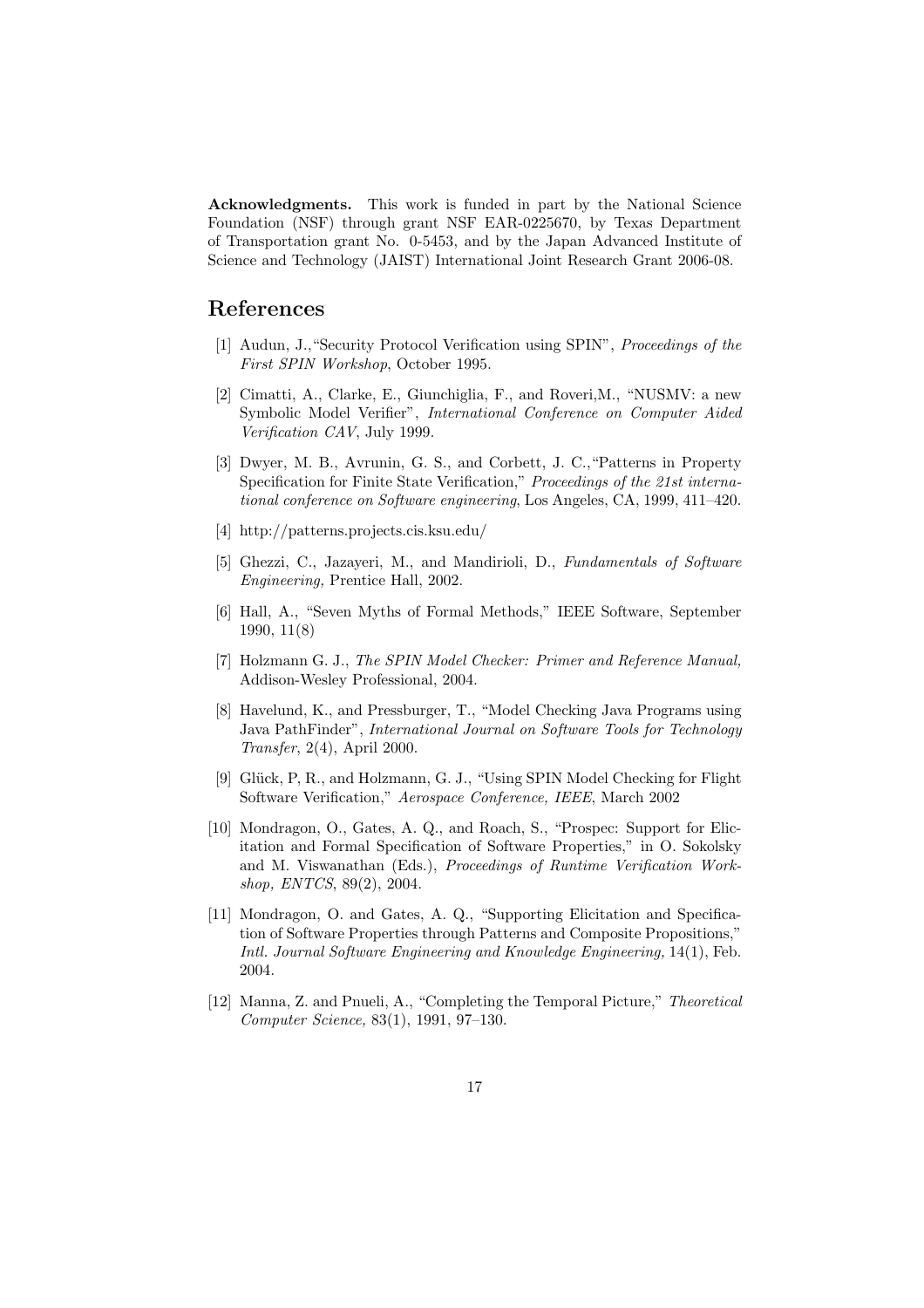**Acknowledgments.** This work is funded in part by the National Science Foundation (NSF) through grant NSF EAR-0225670, by Texas Department of Transportation grant No. 0-5453, and by the Japan Advanced Institute of Science and Technology (JAIST) International Joint Research Grant 2006-08.

## References

[1] Audun, J.,"Security Protocol Verification using SPIN", *Proceedings of the First SPIN Workshop*, October 1995.

[2] Cimatti, A., Clarke, E., Giunchiglia, F., and Roveri,M., "NUSMV: a new Symbolic Model Verifier", *International Conference on Computer Aided Verification CAV*, July 1999.

[3] Dwyer, M. B., Avrunin, G. S., and Corbett, J. C.,"Patterns in Property Specification for Finite State Verification," *Proceedings of the 21st international conference on Software engineering*, Los Angeles, CA, 1999, 411–420.

[4] http://patterns.projects.cis.ksu.edu/

[5] Ghezzi, C., Jazayeri, M., and Mandirioli, D., *Fundamentals of Software Engineering,* Prentice Hall, 2002.

[6] Hall, A., "Seven Myths of Formal Methods," IEEE Software, September 1990, 11(8)

[7] Holzmann G. J., *The SPIN Model Checker: Primer and Reference Manual,* Addison-Wesley Professional, 2004.

[8] Havelund, K., and Pressburger, T., "Model Checking Java Programs using Java PathFinder", *International Journal on Software Tools for Technology Transfer*, 2(4), April 2000.

[9] Glück, P, R., and Holzmann, G. J., "Using SPIN Model Checking for Flight Software Verification," *Aerospace Conference, IEEE*, March 2002

[10] Mondragon, O., Gates, A. Q., and Roach, S., "Prospec: Support for Elicitation and Formal Specification of Software Properties," in O. Sokolsky and M. Viswanathan (Eds.), *Proceedings of Runtime Verification Workshop, ENTCS*, 89(2), 2004.

[11] Mondragon, O. and Gates, A. Q., "Supporting Elicitation and Specification of Software Properties through Patterns and Composite Propositions," *Intl. Journal Software Engineering and Knowledge Engineering,* 14(1), Feb. 2004.

[12] Manna, Z. and Pnueli, A., "Completing the Temporal Picture," *Theoretical Computer Science,* 83(1), 1991, 97–130.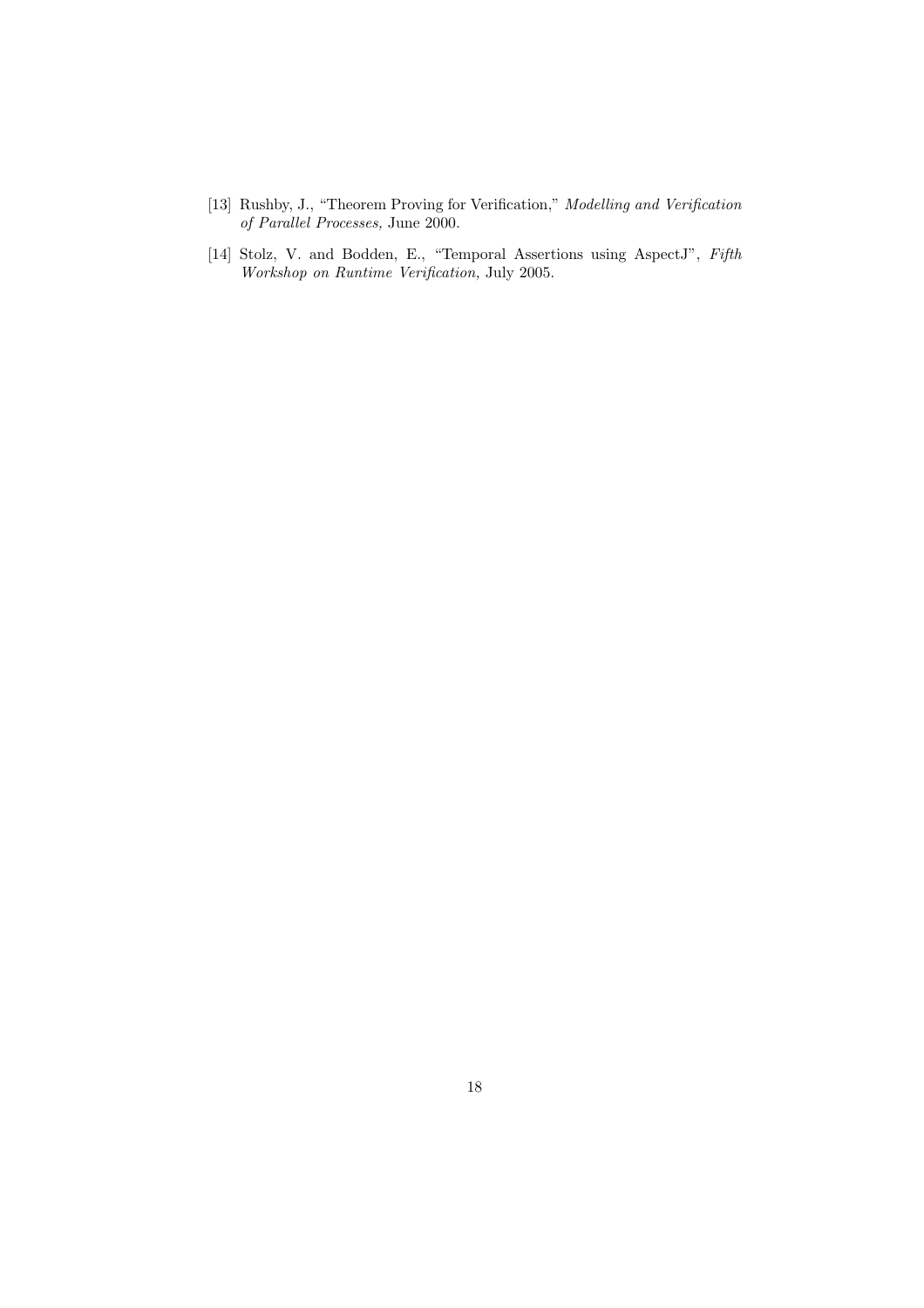[13] Rushby, J., "Theorem Proving for Verification," *Modelling and Verification of Parallel Processes,* June 2000.

[14] Stolz, V. and Bodden, E., "Temporal Assertions using AspectJ", *Fifth Workshop on Runtime Verification,* July 2005.